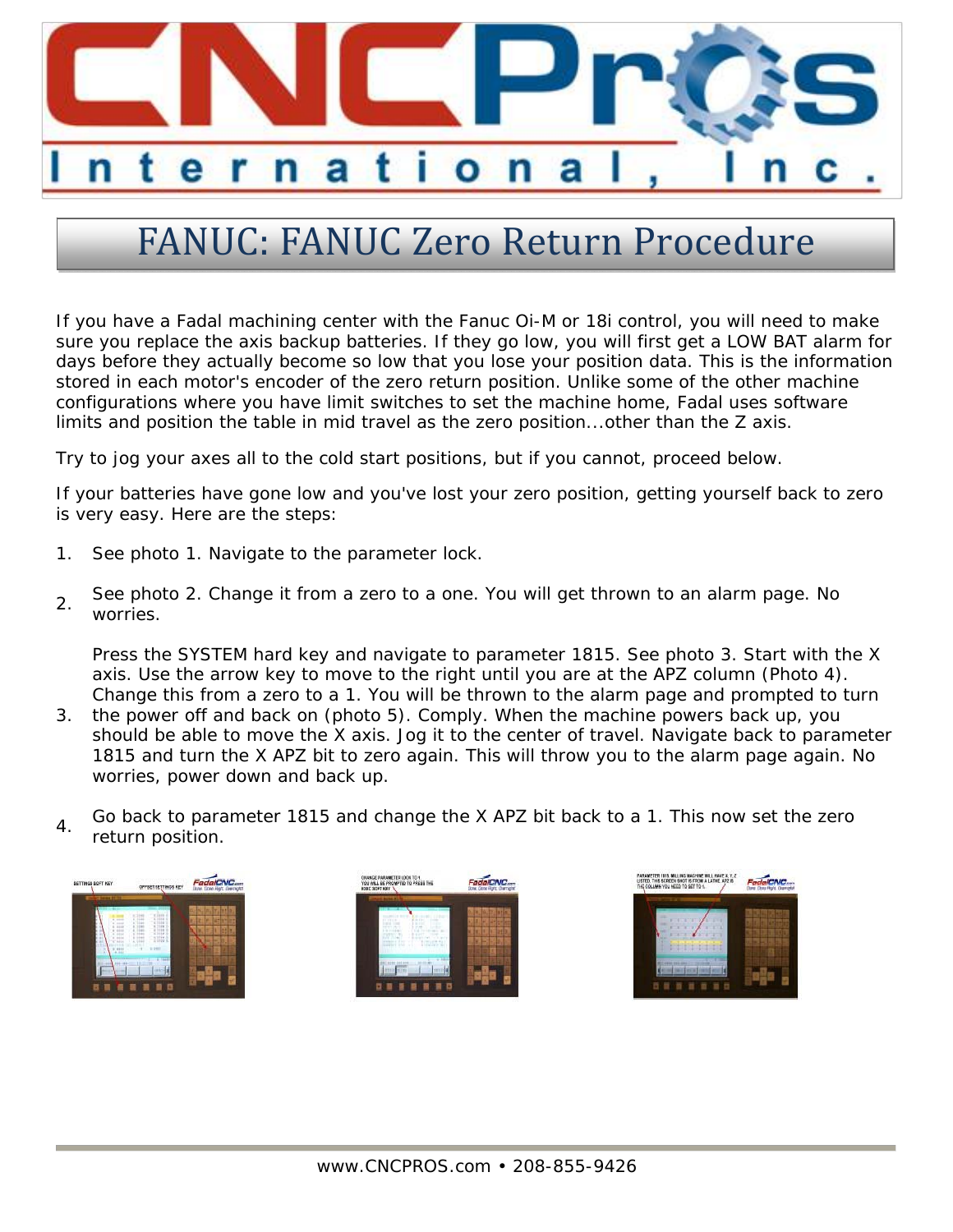# FANUC: FANUC Zero Return Procedure

If you have a Fadal machining center with the Fanuc Oi-M or 18i control, you will need to make sure you replace the axis backup batteries. If they go low, you will first get a LOW BAT alarm for days before they actually become so low that you lose your position data. This is the information stored in each motor's encoder of the zero return position. Unlike some of the other machine configurations where you have limit switches to set the machine home, Fadal uses software limits and position the table in mid travel as the zero position...other than the Z axis.

Try to jog your axes all to the cold start positions, but if you cannot, proceed below.

If your batteries have gone low and you've lost your zero position, getting yourself back to zero is very easy. Here are the steps:

1. See photo 1. Navigate to the parameter lock.
2. See photo 2. Change it from a zero to a one. You will get thrown to an alarm page. No worries.
3. Press the SYSTEM hard key and navigate to parameter 1815. See photo 3. Start with the X axis. Use the arrow key to move to the right until you are at the APZ column (Photo 4). Change this from a zero to a 1. You will be thrown to the alarm page and prompted to turn the power off and back on (photo 5). Comply. When the machine powers back up, you should be able to move the X axis. Jog it to the center of travel. Navigate back to parameter 1815 and turn the X APZ bit to zero again. This will throw you to the alarm page again. No worries, power down and back up.
4. Go back to parameter 1815 and change the X APZ bit back to a 1. This now set the zero return position.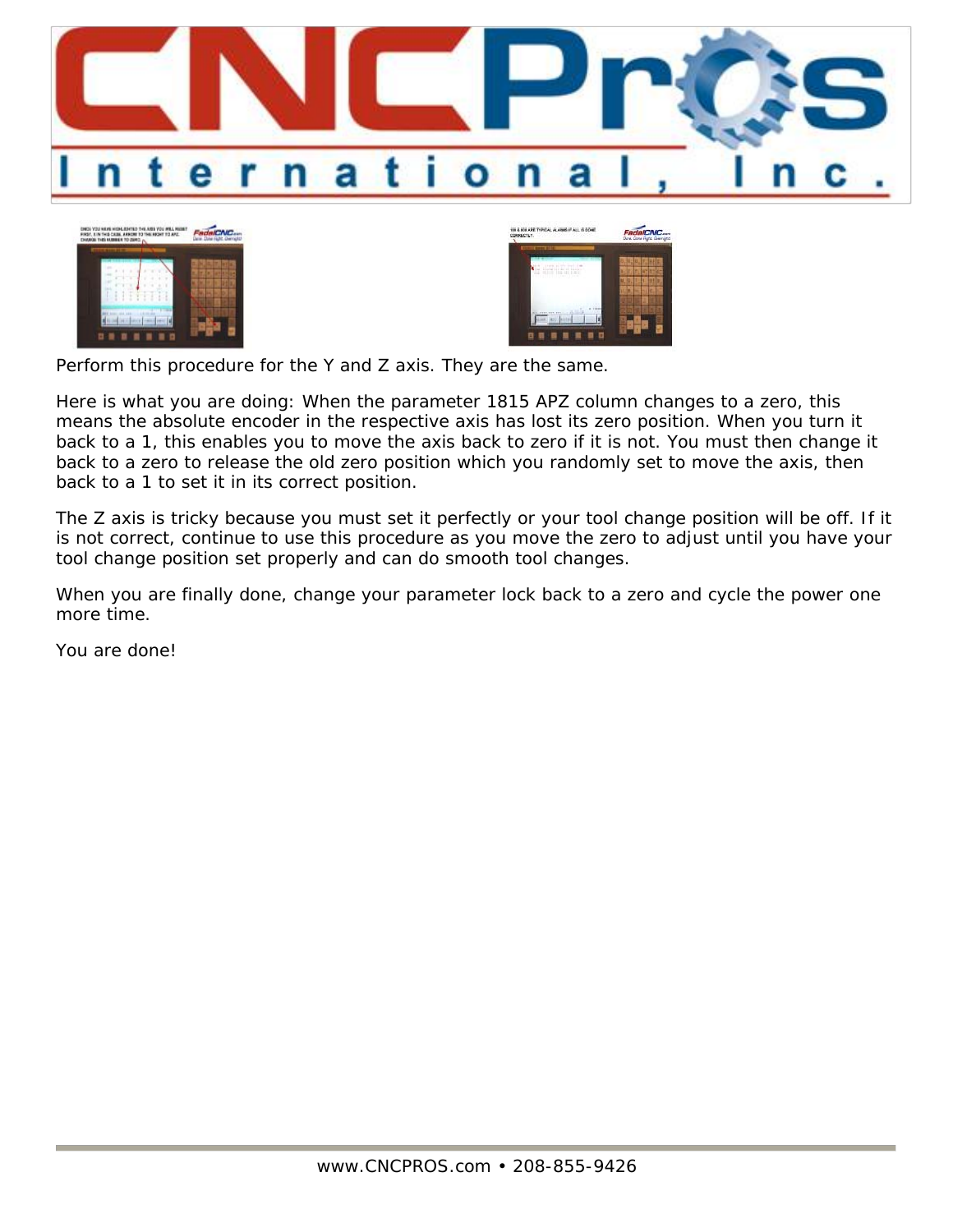Perform this procedure for the Y and Z axis. They are the same.

Here is what you are doing: When the parameter 1815 APZ column changes to a zero, this means the absolute encoder in the respective axis has lost its zero position. When you turn it back to a 1, this enables you to move the axis back to zero if it is not. You must then change it back to a zero to release the old zero position which you randomly set to move the axis, then back to a 1 to set it in its correct position.

The Z axis is tricky because you must set it perfectly or your tool change position will be off. If it is not correct, continue to use this procedure as you move the zero to adjust until you have your tool change position set properly and can do smooth tool changes.

When you are finally done, change your parameter lock back to a zero and cycle the power one more time.

You are done!